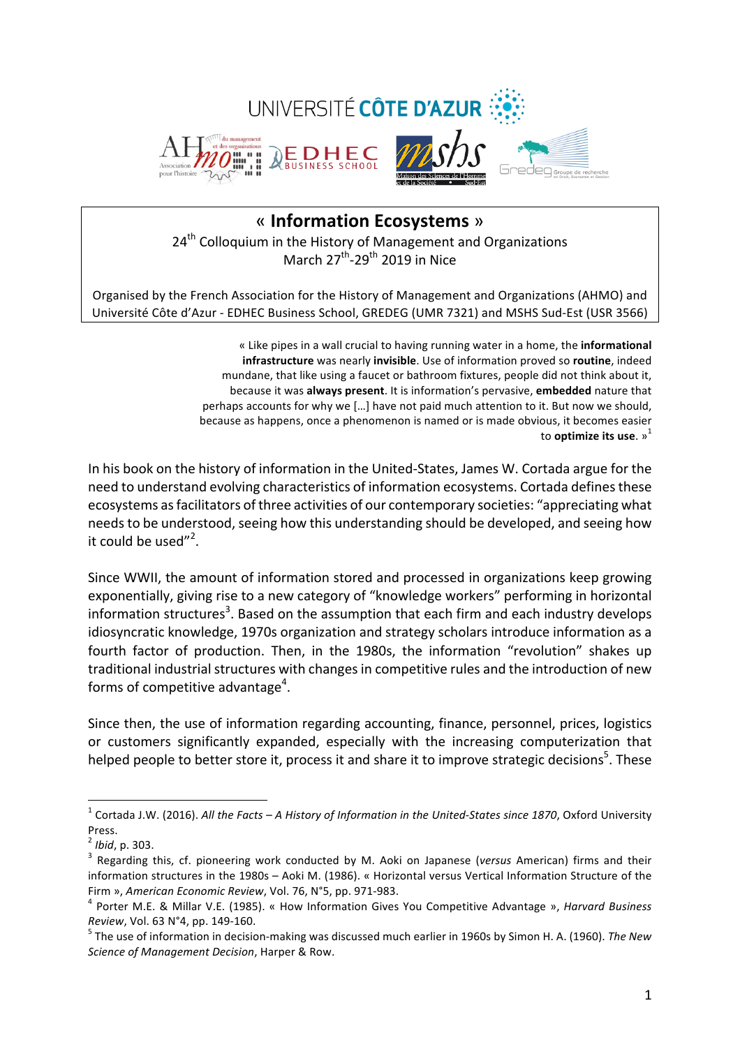UNIVERSITÉ CÔTE D'AZUR

# « Information Ecosystems »

24th Colloquium in the History of Management and Organizations
March 27th-29th 2019 in Nice

Organised by the French Association for the History of Management and Organizations (AHMO) and Université Côte d'Azur - EDHEC Business School, GREDEG (UMR 7321) and MSHS Sud-Est (USR 3566)

> « Like pipes in a wall crucial to having running water in a home, the **informational infrastructure** was nearly **invisible**. Use of information proved so **routine**, indeed mundane, that like using a faucet or bathroom fixtures, people did not think about it, because it was **always present**. It is information's pervasive, **embedded** nature that perhaps accounts for why we […] have not paid much attention to it. But now we should, because as happens, once a phenomenon is named or is made obvious, it becomes easier to **optimize its use**. »[1]

In his book on the history of information in the United-States, James W. Cortada argue for the need to understand evolving characteristics of information ecosystems. Cortada defines these ecosystems as facilitators of three activities of our contemporary societies: "appreciating what needs to be understood, seeing how this understanding should be developed, and seeing how it could be used"[2].

Since WWII, the amount of information stored and processed in organizations keep growing exponentially, giving rise to a new category of "knowledge workers" performing in horizontal information structures[3]. Based on the assumption that each firm and each industry develops idiosyncratic knowledge, 1970s organization and strategy scholars introduce information as a fourth factor of production. Then, in the 1980s, the information "revolution" shakes up traditional industrial structures with changes in competitive rules and the introduction of new forms of competitive advantage[4].

Since then, the use of information regarding accounting, finance, personnel, prices, logistics or customers significantly expanded, especially with the increasing computerization that helped people to better store it, process it and share it to improve strategic decisions[5]. These

---

[1] Cortada J.W. (2016). *All the Facts – A History of Information in the United-States since 1870*, Oxford University Press.

[2] *Ibid*, p. 303.

[3] Regarding this, cf. pioneering work conducted by M. Aoki on Japanese (*versus* American) firms and their information structures in the 1980s – Aoki M. (1986). « Horizontal versus Vertical Information Structure of the Firm », *American Economic Review*, Vol. 76, N°5, pp. 971-983.

[4] Porter M.E. & Millar V.E. (1985). « How Information Gives You Competitive Advantage », *Harvard Business Review*, Vol. 63 N°4, pp. 149-160.

[5] The use of information in decision-making was discussed much earlier in 1960s by Simon H. A. (1960). *The New Science of Management Decision*, Harper & Row.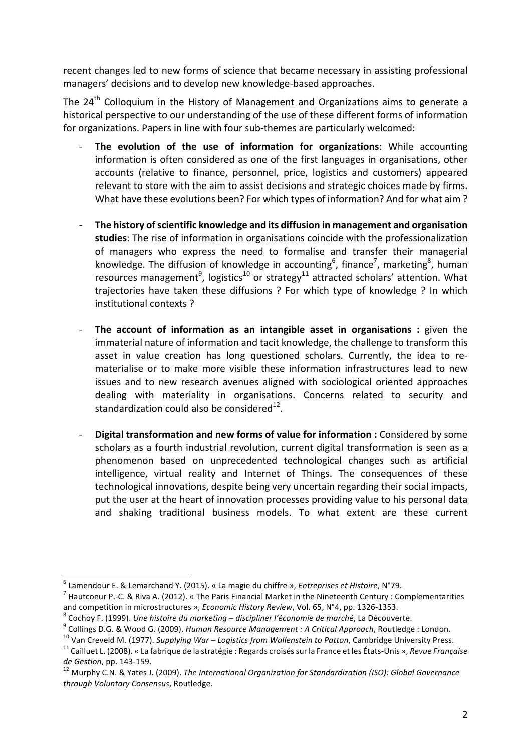recent changes led to new forms of science that became necessary in assisting professional managers' decisions and to develop new knowledge-based approaches.

The 24th Colloquium in the History of Management and Organizations aims to generate a historical perspective to our understanding of the use of these different forms of information for organizations. Papers in line with four sub-themes are particularly welcomed:

- **The evolution of the use of information for organizations**: While accounting information is often considered as one of the first languages in organisations, other accounts (relative to finance, personnel, price, logistics and customers) appeared relevant to store with the aim to assist decisions and strategic choices made by firms. What have these evolutions been? For which types of information? And for what aim ?

- **The history of scientific knowledge and its diffusion in management and organisation studies**: The rise of information in organisations coincide with the professionalization of managers who express the need to formalise and transfer their managerial knowledge. The diffusion of knowledge in accounting[6], finance[7], marketing[8], human resources management[9], logistics[10] or strategy[11] attracted scholars' attention. What trajectories have taken these diffusions ? For which type of knowledge ? In which institutional contexts ?

- **The account of information as an intangible asset in organisations :** given the immaterial nature of information and tacit knowledge, the challenge to transform this asset in value creation has long questioned scholars. Currently, the idea to re-materialise or to make more visible these information infrastructures lead to new issues and to new research avenues aligned with sociological oriented approaches dealing with materiality in organisations. Concerns related to security and standardization could also be considered[12].

- **Digital transformation and new forms of value for information :** Considered by some scholars as a fourth industrial revolution, current digital transformation is seen as a phenomenon based on unprecedented technological changes such as artificial intelligence, virtual reality and Internet of Things. The consequences of these technological innovations, despite being very uncertain regarding their social impacts, put the user at the heart of innovation processes providing value to his personal data and shaking traditional business models. To what extent are these current

---

[6] Lamendour E. & Lemarchand Y. (2015). « La magie du chiffre », *Entreprises et Histoire*, N°79.

[7] Hautcoeur P.-C. & Riva A. (2012). « The Paris Financial Market in the Nineteenth Century : Complementarities and competition in microstructures », *Economic History Review*, Vol. 65, N°4, pp. 1326-1353.

[8] Cochoy F. (1999). *Une histoire du marketing – discipliner l'économie de marché*, La Découverte.

[9] Collings D.G. & Wood G. (2009). *Human Resource Management : A Critical Approach*, Routledge : London.

[10] Van Creveld M. (1977). *Supplying War – Logistics from Wallenstein to Patton*, Cambridge University Press.

[11] Cailluet L. (2008). « La fabrique de la stratégie : Regards croisés sur la France et les États-Unis », *Revue Française de Gestion*, pp. 143-159.

[12] Murphy C.N. & Yates J. (2009). *The International Organization for Standardization (ISO): Global Governance through Voluntary Consensus*, Routledge.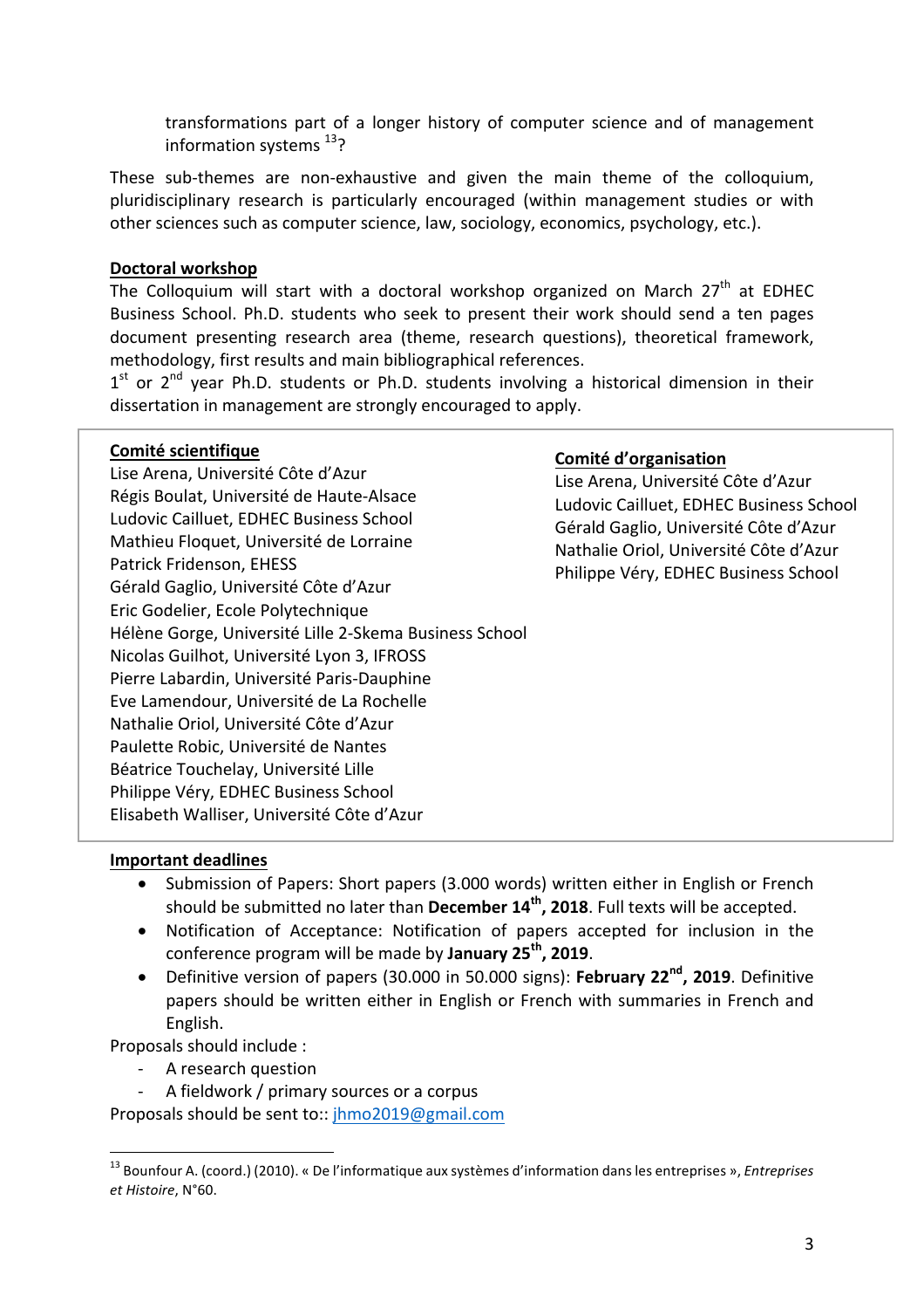transformations part of a longer history of computer science and of management information systems [13]?

These sub-themes are non-exhaustive and given the main theme of the colloquium, pluridisciplinary research is particularly encouraged (within management studies or with other sciences such as computer science, law, sociology, economics, psychology, etc.).

**Doctoral workshop**

The Colloquium will start with a doctoral workshop organized on March 27th at EDHEC Business School. Ph.D. students who seek to present their work should send a ten pages document presenting research area (theme, research questions), theoretical framework, methodology, first results and main bibliographical references.

1st or 2nd year Ph.D. students or Ph.D. students involving a historical dimension in their dissertation in management are strongly encouraged to apply.

**Comité scientifique**

Lise Arena, Université Côte d'Azur
Régis Boulat, Université de Haute-Alsace
Ludovic Cailluet, EDHEC Business School
Mathieu Floquet, Université de Lorraine
Patrick Fridenson, EHESS
Gérald Gaglio, Université Côte d'Azur
Eric Godelier, Ecole Polytechnique
Hélène Gorge, Université Lille 2-Skema Business School
Nicolas Guilhot, Université Lyon 3, IFROSS
Pierre Labardin, Université Paris-Dauphine
Eve Lamendour, Université de La Rochelle
Nathalie Oriol, Université Côte d'Azur
Paulette Robic, Université de Nantes
Béatrice Touchelay, Université Lille
Philippe Véry, EDHEC Business School
Elisabeth Walliser, Université Côte d'Azur

**Comité d'organisation**

Lise Arena, Université Côte d'Azur
Ludovic Cailluet, EDHEC Business School
Gérald Gaglio, Université Côte d'Azur
Nathalie Oriol, Université Côte d'Azur
Philippe Véry, EDHEC Business School

**Important deadlines**

- Submission of Papers: Short papers (3.000 words) written either in English or French should be submitted no later than **December 14th, 2018**. Full texts will be accepted.
- Notification of Acceptance: Notification of papers accepted for inclusion in the conference program will be made by **January 25th, 2019**.
- Definitive version of papers (30.000 in 50.000 signs): **February 22nd, 2019**. Definitive papers should be written either in English or French with summaries in French and English.

Proposals should include :

- A research question
- A fieldwork / primary sources or a corpus

Proposals should be sent to:: jhmo2019@gmail.com

---

[13] Bounfour A. (coord.) (2010). « De l'informatique aux systèmes d'information dans les entreprises », *Entreprises et Histoire*, N°60.